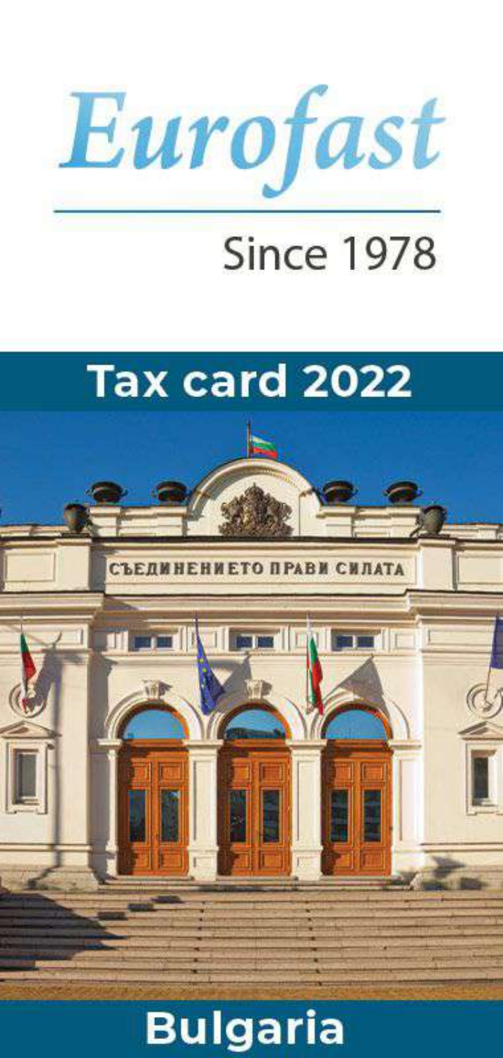# Eurofast

Since 1978

## Tax card 2022

## Bulgaria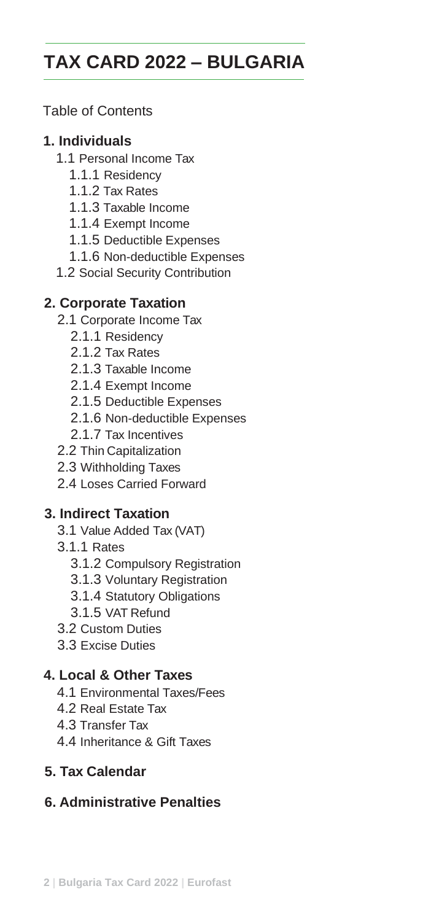# TAX CARD 2022 – BULGARIA

Table of Contents

**1. Individuals**

- 1.1 Personal Income Tax
  - 1.1.1 Residency
  - 1.1.2 Tax Rates
  - 1.1.3 Taxable Income
  - 1.1.4 Exempt Income
  - 1.1.5 Deductible Expenses
  - 1.1.6 Non-deductible Expenses
- 1.2 Social Security Contribution

**2. Corporate Taxation**

- 2.1 Corporate Income Tax
  - 2.1.1 Residency
  - 2.1.2 Tax Rates
  - 2.1.3 Taxable Income
  - 2.1.4 Exempt Income
  - 2.1.5 Deductible Expenses
  - 2.1.6 Non-deductible Expenses
  - 2.1.7 Tax Incentives
- 2.2 Thin Capitalization
- 2.3 Withholding Taxes
- 2.4 Loses Carried Forward

**3. Indirect Taxation**

- 3.1 Value Added Tax (VAT)
- 3.1.1 Rates
  - 3.1.2 Compulsory Registration
  - 3.1.3 Voluntary Registration
  - 3.1.4 Statutory Obligations
  - 3.1.5 VAT Refund
- 3.2 Custom Duties
- 3.3 Excise Duties

**4. Local & Other Taxes**

- 4.1 Environmental Taxes/Fees
- 4.2 Real Estate Tax
- 4.3 Transfer Tax
- 4.4 Inheritance & Gift Taxes

**5. Tax Calendar**

**6. Administrative Penalties**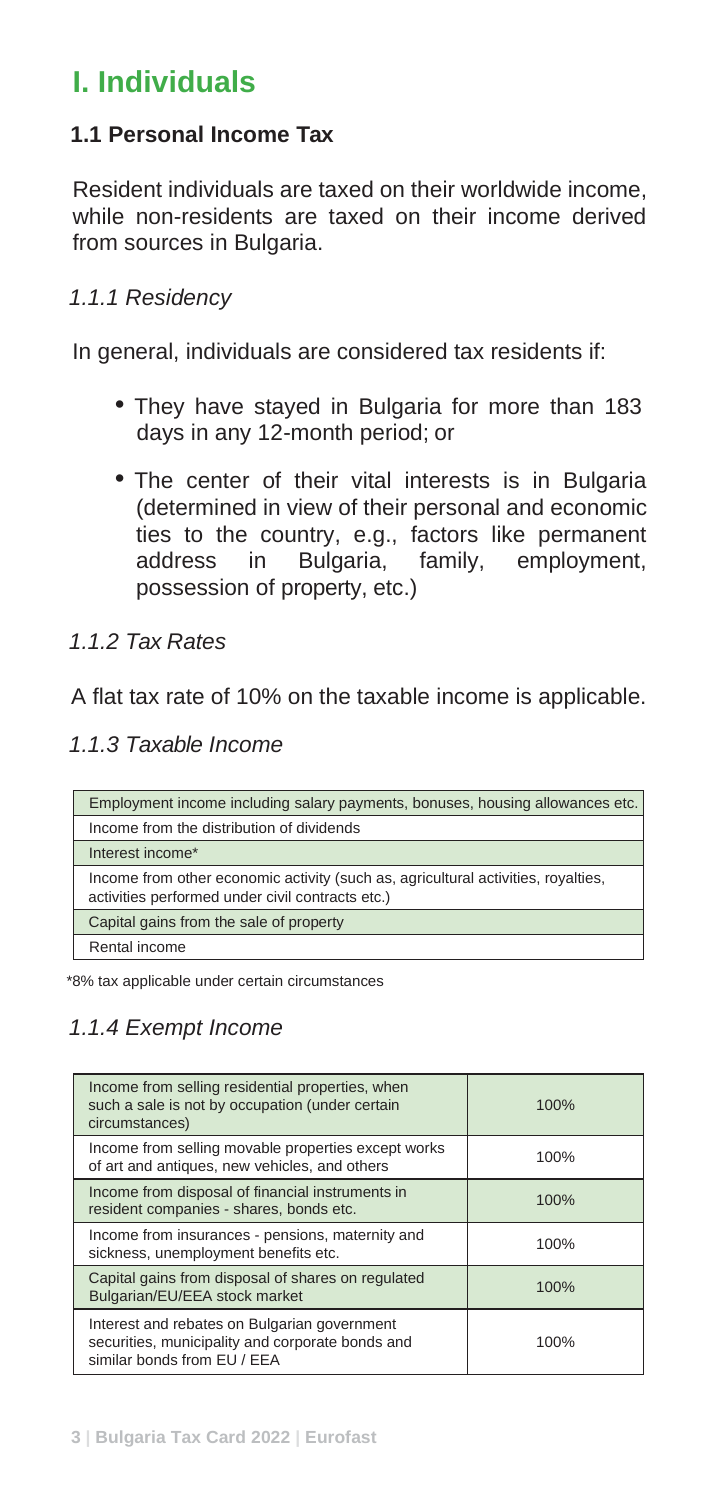# I. Individuals

## 1.1 Personal Income Tax

Resident individuals are taxed on their worldwide income, while non-residents are taxed on their income derived from sources in Bulgaria.

### *1.1.1 Residency*

In general, individuals are considered tax residents if:

- They have stayed in Bulgaria for more than 183 days in any 12-month period; or
- The center of their vital interests is in Bulgaria (determined in view of their personal and economic ties to the country, e.g., factors like permanent address in Bulgaria, family, employment, possession of property, etc.)

### *1.1.2 Tax Rates*

A flat tax rate of 10% on the taxable income is applicable.

### *1.1.3 Taxable Income*

| Taxable Income |
|---|
| Employment income including salary payments, bonuses, housing allowances etc. |
| Income from the distribution of dividends |
| Interest income* |
| Income from other economic activity (such as, agricultural activities, royalties, activities performed under civil contracts etc.) |
| Capital gains from the sale of property |
| Rental income |

*8% tax applicable under certain circumstances

### *1.1.4 Exempt Income*

| Exempt Income | Exemption |
|---|---|
| Income from selling residential properties, when such a sale is not by occupation (under certain circumstances) | 100% |
| Income from selling movable properties except works of art and antiques, new vehicles, and others | 100% |
| Income from disposal of financial instruments in resident companies - shares, bonds etc. | 100% |
| Income from insurances - pensions, maternity and sickness, unemployment benefits etc. | 100% |
| Capital gains from disposal of shares on regulated Bulgarian/EU/EEA stock market | 100% |
| Interest and rebates on Bulgarian government securities, municipality and corporate bonds and similar bonds from EU / EEA | 100% |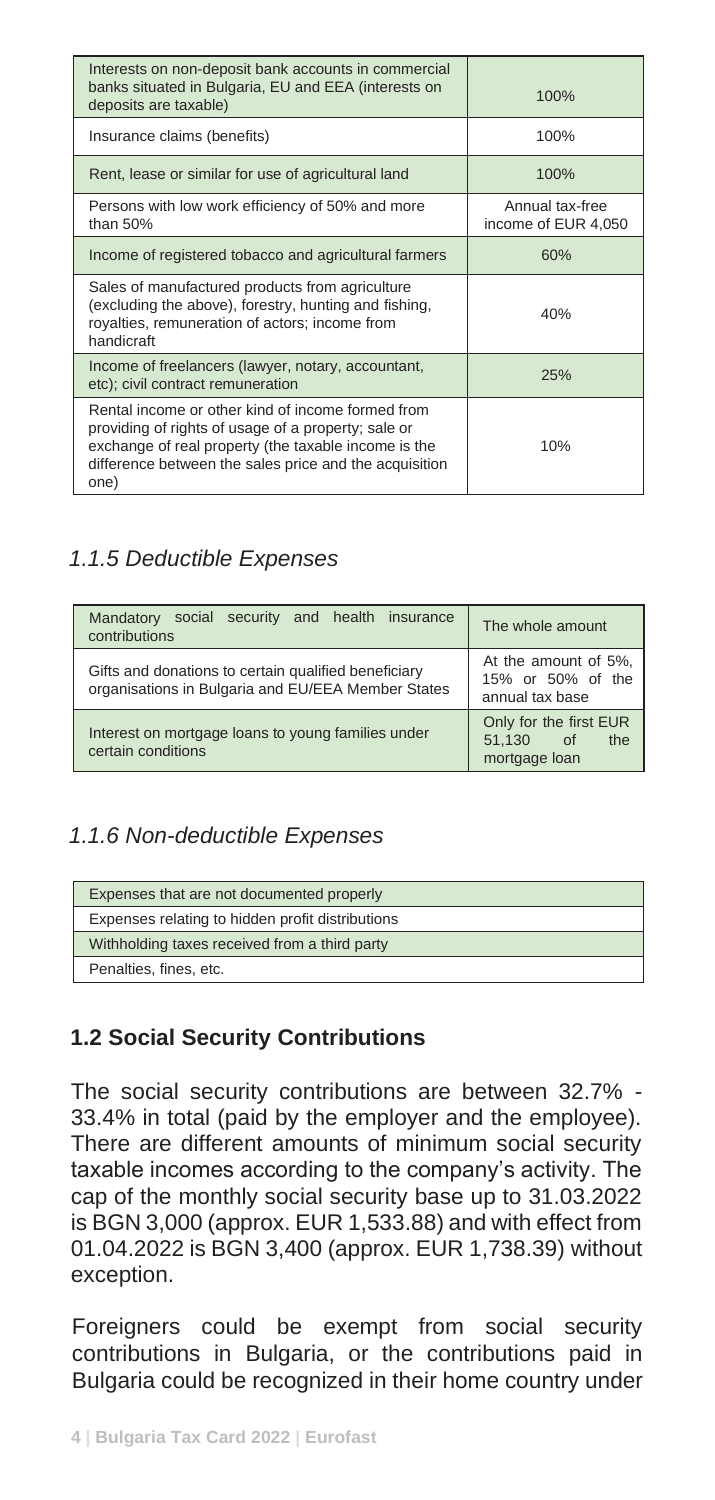| | |
|---|---|
| Interests on non-deposit bank accounts in commercial banks situated in Bulgaria, EU and EEA (interests on deposits are taxable) | 100% |
| Insurance claims (benefits) | 100% |
| Rent, lease or similar for use of agricultural land | 100% |
| Persons with low work efficiency of 50% and more than 50% | Annual tax-free income of EUR 4,050 |
| Income of registered tobacco and agricultural farmers | 60% |
| Sales of manufactured products from agriculture (excluding the above), forestry, hunting and fishing, royalties, remuneration of actors; income from handicraft | 40% |
| Income of freelancers (lawyer, notary, accountant, etc); civil contract remuneration | 25% |
| Rental income or other kind of income formed from providing of rights of usage of a property; sale or exchange of real property (the taxable income is the difference between the sales price and the acquisition one) | 10% |

### *1.1.5 Deductible Expenses*

| | |
|---|---|
| Mandatory social security and health insurance contributions | The whole amount |
| Gifts and donations to certain qualified beneficiary organisations in Bulgaria and EU/EEA Member States | At the amount of 5%, 15% or 50% of the annual tax base |
| Interest on mortgage loans to young families under certain conditions | Only for the first EUR 51,130 of the mortgage loan |

### *1.1.6 Non-deductible Expenses*

| |
|---|
| Expenses that are not documented properly |
| Expenses relating to hidden profit distributions |
| Withholding taxes received from a third party |
| Penalties, fines, etc. |

## **1.2 Social Security Contributions**

The social security contributions are between 32.7% - 33.4% in total (paid by the employer and the employee). There are different amounts of minimum social security taxable incomes according to the company's activity. The cap of the monthly social security base up to 31.03.2022 is BGN 3,000 (approx. EUR 1,533.88) and with effect from 01.04.2022 is BGN 3,400 (approx. EUR 1,738.39) without exception.

Foreigners could be exempt from social security contributions in Bulgaria, or the contributions paid in Bulgaria could be recognized in their home country under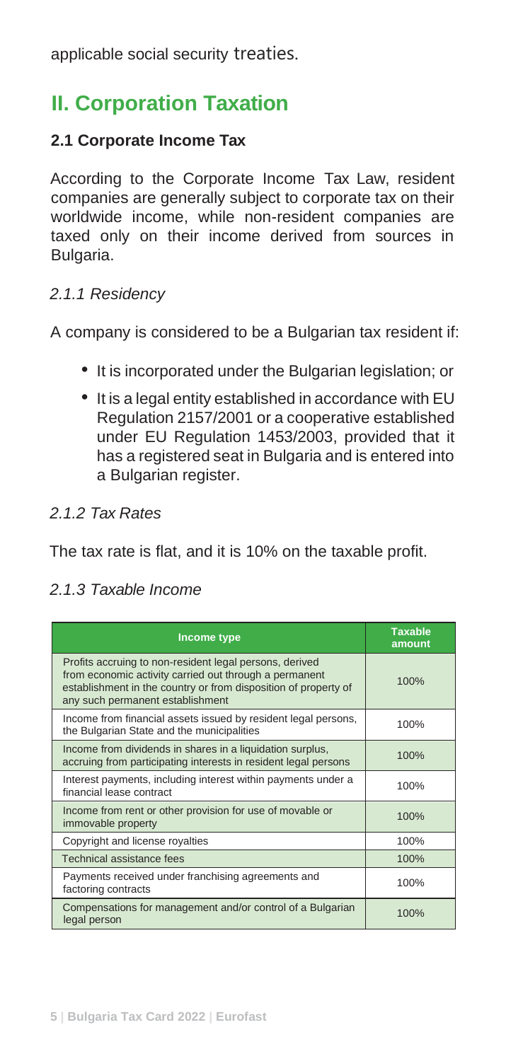applicable social security treaties.

## II. Corporation Taxation

### 2.1 Corporate Income Tax

According to the Corporate Income Tax Law, resident companies are generally subject to corporate tax on their worldwide income, while non-resident companies are taxed only on their income derived from sources in Bulgaria.

#### *2.1.1 Residency*

A company is considered to be a Bulgarian tax resident if:

- It is incorporated under the Bulgarian legislation; or
- It is a legal entity established in accordance with EU Regulation 2157/2001 or a cooperative established under EU Regulation 1453/2003, provided that it has a registered seat in Bulgaria and is entered into a Bulgarian register.

#### *2.1.2 Tax Rates*

The tax rate is flat, and it is 10% on the taxable profit.

#### *2.1.3 Taxable Income*

| Income type | Taxable amount |
| --- | --- |
| Profits accruing to non-resident legal persons, derived from economic activity carried out through a permanent establishment in the country or from disposition of property of any such permanent establishment | 100% |
| Income from financial assets issued by resident legal persons, the Bulgarian State and the municipalities | 100% |
| Income from dividends in shares in a liquidation surplus, accruing from participating interests in resident legal persons | 100% |
| Interest payments, including interest within payments under a financial lease contract | 100% |
| Income from rent or other provision for use of movable or immovable property | 100% |
| Copyright and license royalties | 100% |
| Technical assistance fees | 100% |
| Payments received under franchising agreements and factoring contracts | 100% |
| Compensations for management and/or control of a Bulgarian legal person | 100% |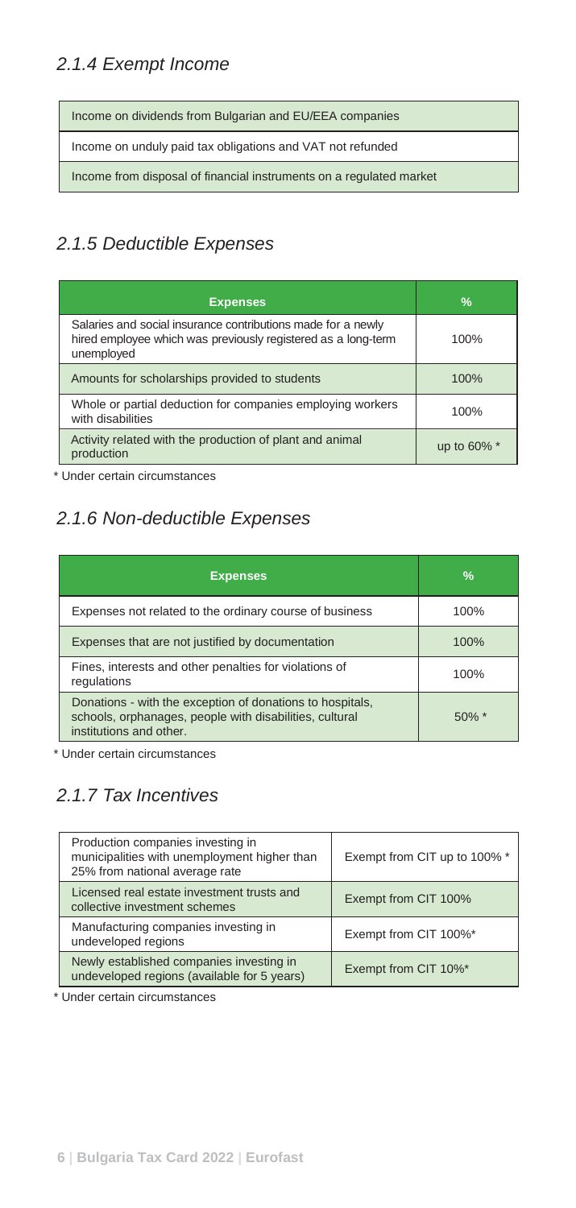### *2.1.4 Exempt Income*

| Income on dividends from Bulgarian and EU/EEA companies |
|---|
| Income on unduly paid tax obligations and VAT not refunded |
| Income from disposal of financial instruments on a regulated market |

### *2.1.5 Deductible Expenses*

| Expenses | % |
|---|---|
| Salaries and social insurance contributions made for a newly hired employee which was previously registered as a long-term unemployed | 100% |
| Amounts for scholarships provided to students | 100% |
| Whole or partial deduction for companies employing workers with disabilities | 100% |
| Activity related with the production of plant and animal production | up to 60% * |

* Under certain circumstances

### *2.1.6 Non-deductible Expenses*

| Expenses | % |
|---|---|
| Expenses not related to the ordinary course of business | 100% |
| Expenses that are not justified by documentation | 100% |
| Fines, interests and other penalties for violations of regulations | 100% |
| Donations - with the exception of donations to hospitals, schools, orphanages, people with disabilities, cultural institutions and other. | 50% * |

* Under certain circumstances

### *2.1.7 Tax Incentives*

| | |
|---|---|
| Production companies investing in municipalities with unemployment higher than 25% from national average rate | Exempt from CIT up to 100% * |
| Licensed real estate investment trusts and collective investment schemes | Exempt from CIT 100% |
| Manufacturing companies investing in undeveloped regions | Exempt from CIT 100%* |
| Newly established companies investing in undeveloped regions (available for 5 years) | Exempt from CIT 10%* |

* Under certain circumstances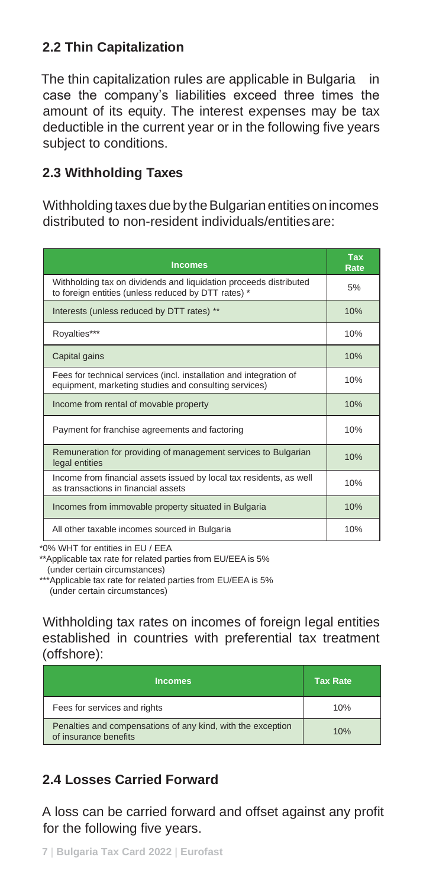## 2.2 Thin Capitalization

The thin capitalization rules are applicable in Bulgaria in case the company's liabilities exceed three times the amount of its equity. The interest expenses may be tax deductible in the current year or in the following five years subject to conditions.

## 2.3 Withholding Taxes

Withholding taxes due by the Bulgarian entities on incomes distributed to non-resident individuals/entities are:

| Incomes | Tax Rate |
|---|---|
| Withholding tax on dividends and liquidation proceeds distributed to foreign entities (unless reduced by DTT rates) * | 5% |
| Interests (unless reduced by DTT rates) ** | 10% |
| Royalties*** | 10% |
| Capital gains | 10% |
| Fees for technical services (incl. installation and integration of equipment, marketing studies and consulting services) | 10% |
| Income from rental of movable property | 10% |
| Payment for franchise agreements and factoring | 10% |
| Remuneration for providing of management services to Bulgarian legal entities | 10% |
| Income from financial assets issued by local tax residents, as well as transactions in financial assets | 10% |
| Incomes from immovable property situated in Bulgaria | 10% |
| All other taxable incomes sourced in Bulgaria | 10% |

*0% WHT for entities in EU / EEA
**Applicable tax rate for related parties from EU/EEA is 5% (under certain circumstances)
***Applicable tax rate for related parties from EU/EEA is 5% (under certain circumstances)

Withholding tax rates on incomes of foreign legal entities established in countries with preferential tax treatment (offshore):

| Incomes | Tax Rate |
|---|---|
| Fees for services and rights | 10% |
| Penalties and compensations of any kind, with the exception of insurance benefits | 10% |

## 2.4 Losses Carried Forward

A loss can be carried forward and offset against any profit for the following five years.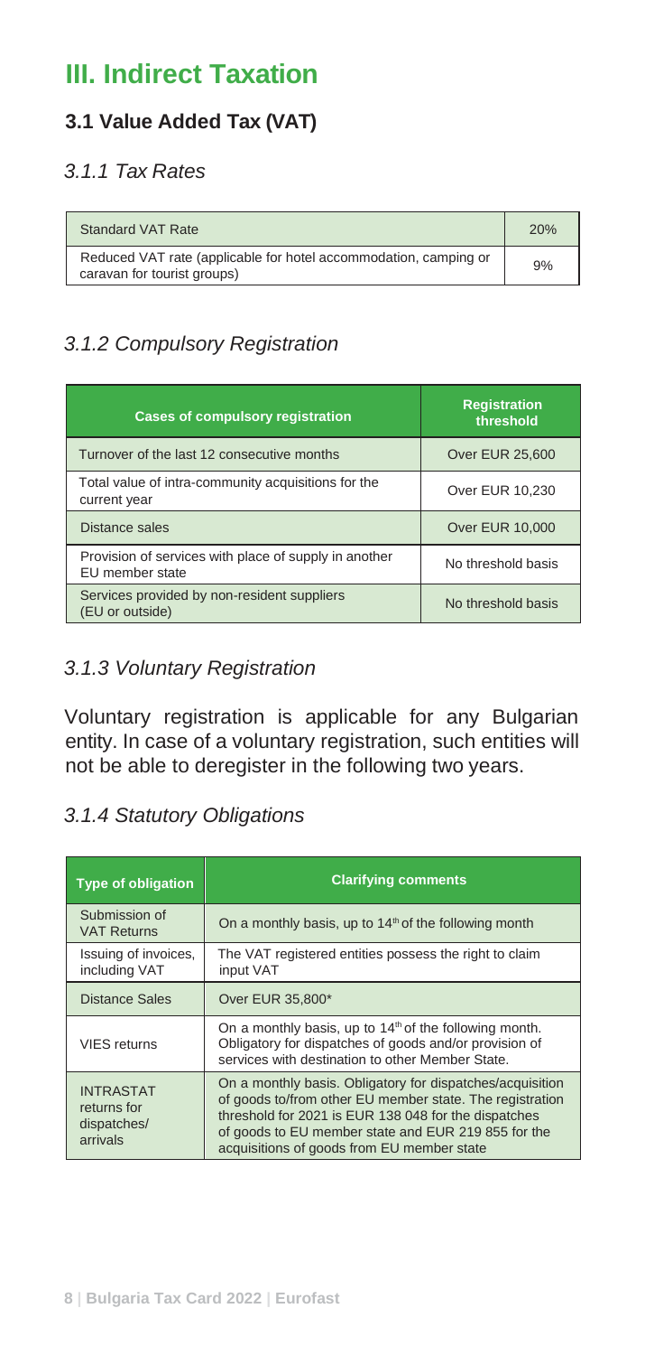# III. Indirect Taxation

## 3.1 Value Added Tax (VAT)

### *3.1.1 Tax Rates*

| Standard VAT Rate | 20% |
|---|---|
| Reduced VAT rate (applicable for hotel accommodation, camping or caravan for tourist groups) | 9% |

### *3.1.2 Compulsory Registration*

| Cases of compulsory registration | Registration threshold |
|---|---|
| Turnover of the last 12 consecutive months | Over EUR 25,600 |
| Total value of intra-community acquisitions for the current year | Over EUR 10,230 |
| Distance sales | Over EUR 10,000 |
| Provision of services with place of supply in another EU member state | No threshold basis |
| Services provided by non-resident suppliers (EU or outside) | No threshold basis |

### *3.1.3 Voluntary Registration*

Voluntary registration is applicable for any Bulgarian entity. In case of a voluntary registration, such entities will not be able to deregister in the following two years.

### *3.1.4 Statutory Obligations*

| Type of obligation | Clarifying comments |
|---|---|
| Submission of VAT Returns | On a monthly basis, up to 14th of the following month |
| Issuing of invoices, including VAT | The VAT registered entities possess the right to claim input VAT |
| Distance Sales | Over EUR 35,800* |
| VIES returns | On a monthly basis, up to 14th of the following month. Obligatory for dispatches of goods and/or provision of services with destination to other Member State. |
| INTRASTAT returns for dispatches/ arrivals | On a monthly basis. Obligatory for dispatches/acquisition of goods to/from other EU member state. The registration threshold for 2021 is EUR 138 048 for the dispatches of goods to EU member state and EUR 219 855 for the acquisitions of goods from EU member state |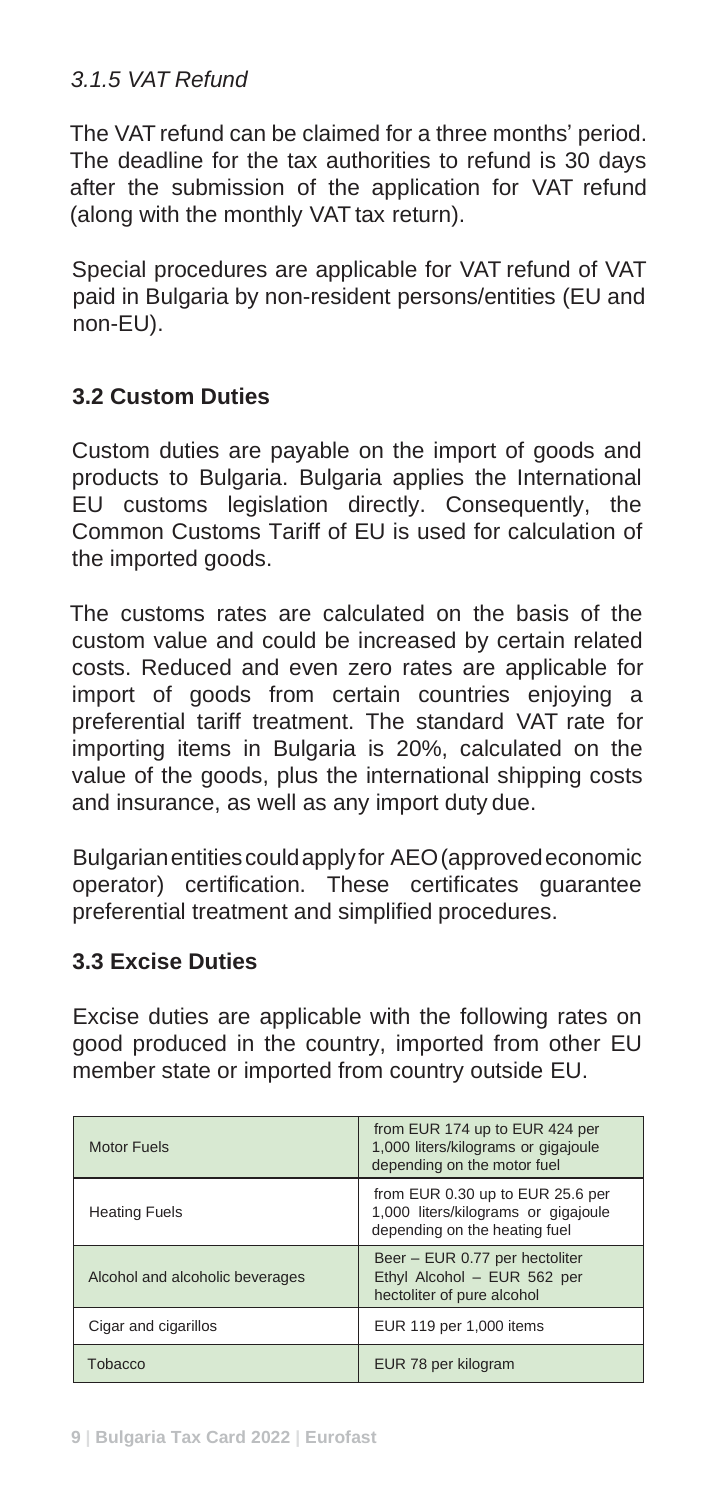*3.1.5 VAT Refund*

The VAT refund can be claimed for a three months' period. The deadline for the tax authorities to refund is 30 days after the submission of the application for VAT refund (along with the monthly VAT tax return).

Special procedures are applicable for VAT refund of VAT paid in Bulgaria by non-resident persons/entities (EU and non-EU).

## 3.2 Custom Duties

Custom duties are payable on the import of goods and products to Bulgaria. Bulgaria applies the International EU customs legislation directly. Consequently, the Common Customs Tariff of EU is used for calculation of the imported goods.

The customs rates are calculated on the basis of the custom value and could be increased by certain related costs. Reduced and even zero rates are applicable for import of goods from certain countries enjoying a preferential tariff treatment. The standard VAT rate for importing items in Bulgaria is 20%, calculated on the value of the goods, plus the international shipping costs and insurance, as well as any import duty due.

Bulgarian entities could apply for AEO (approved economic operator) certification. These certificates guarantee preferential treatment and simplified procedures.

## 3.3 Excise Duties

Excise duties are applicable with the following rates on good produced in the country, imported from other EU member state or imported from country outside EU.

| | |
|---|---|
| Motor Fuels | from EUR 174 up to EUR 424 per 1,000 liters/kilograms or gigajoule depending on the motor fuel |
| Heating Fuels | from EUR 0.30 up to EUR 25.6 per 1,000 liters/kilograms or gigajoule depending on the heating fuel |
| Alcohol and alcoholic beverages | Beer – EUR 0.77 per hectoliter<br>Ethyl Alcohol – EUR 562 per hectoliter of pure alcohol |
| Cigar and cigarillos | EUR 119 per 1,000 items |
| Tobacco | EUR 78 per kilogram |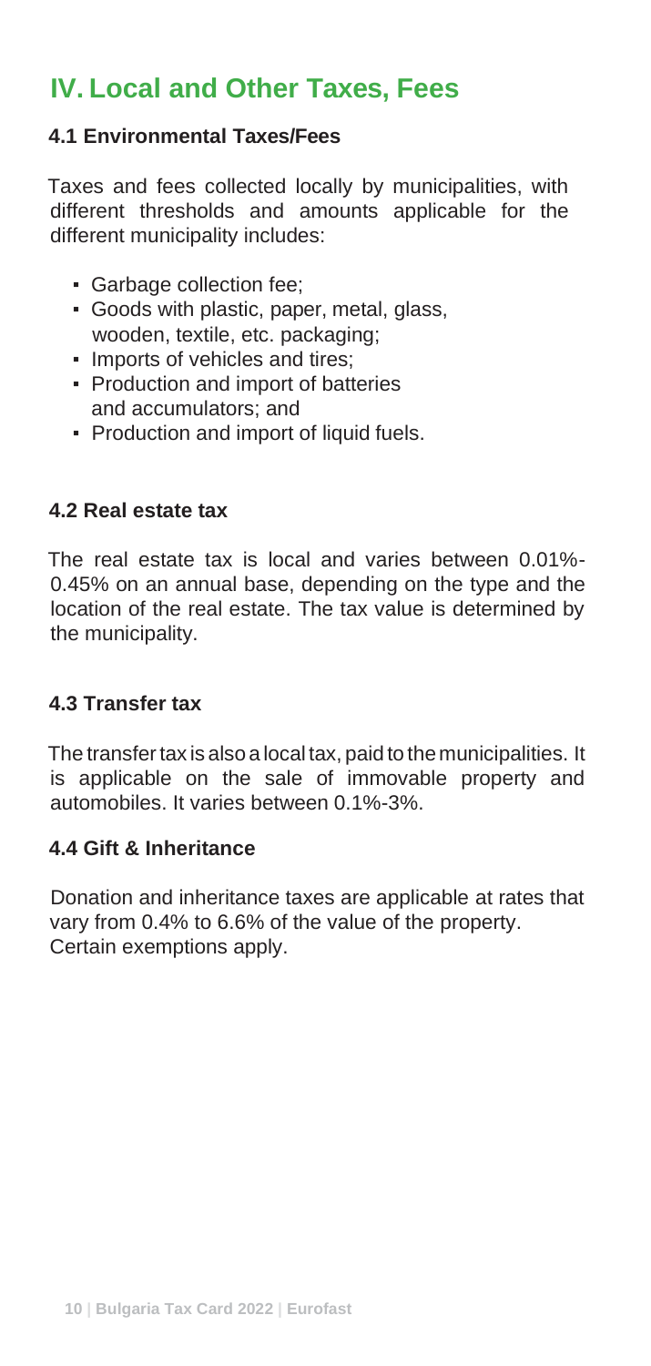# IV. Local and Other Taxes, Fees

### 4.1 Environmental Taxes/Fees

Taxes and fees collected locally by municipalities, with different thresholds and amounts applicable for the different municipality includes:

- Garbage collection fee;
- Goods with plastic, paper, metal, glass, wooden, textile, etc. packaging;
- Imports of vehicles and tires;
- Production and import of batteries and accumulators; and
- Production and import of liquid fuels.

### 4.2 Real estate tax

The real estate tax is local and varies between 0.01%-0.45% on an annual base, depending on the type and the location of the real estate. The tax value is determined by the municipality.

### 4.3 Transfer tax

The transfer tax is also a local tax, paid to the municipalities. It is applicable on the sale of immovable property and automobiles. It varies between 0.1%-3%.

### 4.4 Gift & Inheritance

Donation and inheritance taxes are applicable at rates that vary from 0.4% to 6.6% of the value of the property. Certain exemptions apply.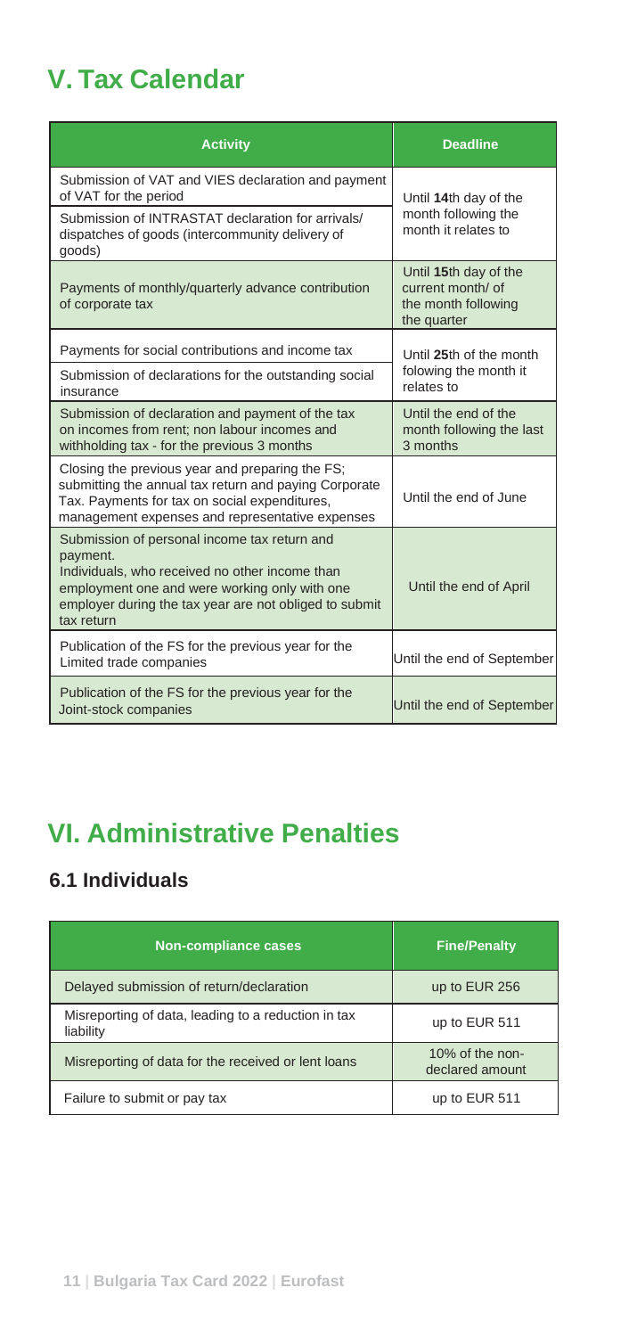# V. Tax Calendar

| Activity | Deadline |
|---|---|
| Submission of VAT and VIES declaration and payment of VAT for the period | Until **14**th day of the month following the month it relates to |
| Submission of INTRASTAT declaration for arrivals/ dispatches of goods (intercommunity delivery of goods) | |
| Payments of monthly/quarterly advance contribution of corporate tax | Until **15**th day of the current month/ of the month following the quarter |
| Payments for social contributions and income tax | Until **25**th of the month folowing the month it relates to |
| Submission of declarations for the outstanding social insurance | |
| Submission of declaration and payment of the tax on incomes from rent; non labour incomes and withholding tax - for the previous 3 months | Until the end of the month following the last 3 months |
| Closing the previous year and preparing the FS; submitting the annual tax return and paying Corporate Tax. Payments for tax on social expenditures, management expenses and representative expenses | Until the end of June |
| Submission of personal income tax return and payment. Individuals, who received no other income than employment one and were working only with one employer during the tax year are not obliged to submit tax return | Until the end of April |
| Publication of the FS for the previous year for the Limited trade companies | Until the end of September |
| Publication of the FS for the previous year for the Joint-stock companies | Until the end of September |

# VI. Administrative Penalties

## 6.1 Individuals

| Non-compliance cases | Fine/Penalty |
|---|---|
| Delayed submission of return/declaration | up to EUR 256 |
| Misreporting of data, leading to a reduction in tax liability | up to EUR 511 |
| Misreporting of data for the received or lent loans | 10% of the non-declared amount |
| Failure to submit or pay tax | up to EUR 511 |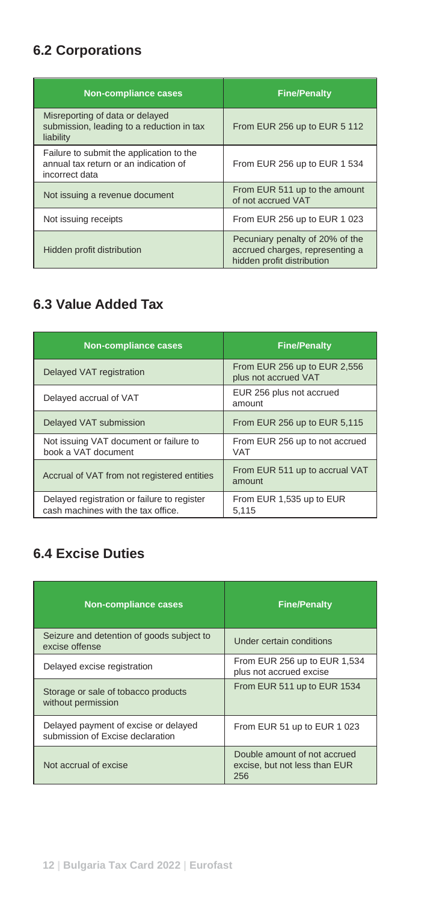## 6.2 Corporations

| Non-compliance cases | Fine/Penalty |
|---|---|
| Misreporting of data or delayed submission, leading to a reduction in tax liability | From EUR 256 up to EUR 5 112 |
| Failure to submit the application to the annual tax return or an indication of incorrect data | From EUR 256 up to EUR 1 534 |
| Not issuing a revenue document | From EUR 511 up to the amount of not accrued VAT |
| Not issuing receipts | From EUR 256 up to EUR 1 023 |
| Hidden profit distribution | Pecuniary penalty of 20% of the accrued charges, representing a hidden profit distribution |

## 6.3 Value Added Tax

| Non-compliance cases | Fine/Penalty |
|---|---|
| Delayed VAT registration | From EUR 256 up to EUR 2,556 plus not accrued VAT |
| Delayed accrual of VAT | EUR 256 plus not accrued amount |
| Delayed VAT submission | From EUR 256 up to EUR 5,115 |
| Not issuing VAT document or failure to book a VAT document | From EUR 256 up to not accrued VAT |
| Accrual of VAT from not registered entities | From EUR 511 up to accrual VAT amount |
| Delayed registration or failure to register cash machines with the tax office. | From EUR 1,535 up to EUR 5,115 |

## 6.4 Excise Duties

| Non-compliance cases | Fine/Penalty |
|---|---|
| Seizure and detention of goods subject to excise offense | Under certain conditions |
| Delayed excise registration | From EUR 256 up to EUR 1,534 plus not accrued excise |
| Storage or sale of tobacco products without permission | From EUR 511 up to EUR 1534 |
| Delayed payment of excise or delayed submission of Excise declaration | From EUR 51 up to EUR 1 023 |
| Not accrual of excise | Double amount of not accrued excise, but not less than EUR 256 |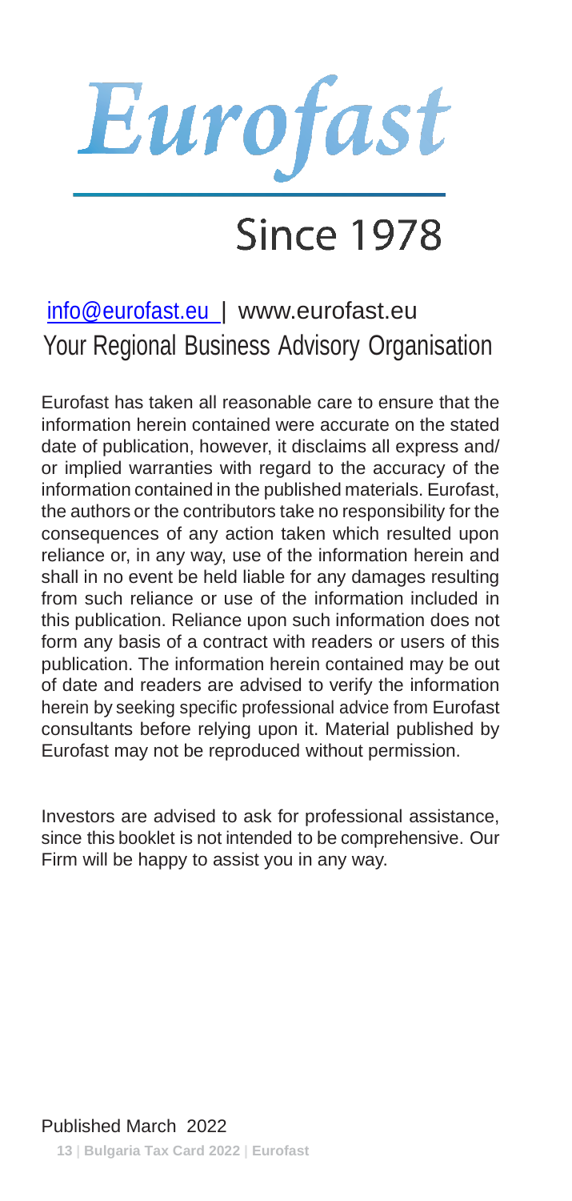# Eurofast

## Since 1978

info@eurofast.eu | www.eurofast.eu

Your Regional Business Advisory Organisation

Eurofast has taken all reasonable care to ensure that the information herein contained were accurate on the stated date of publication, however, it disclaims all express and/ or implied warranties with regard to the accuracy of the information contained in the published materials. Eurofast, the authors or the contributors take no responsibility for the consequences of any action taken which resulted upon reliance or, in any way, use of the information herein and shall in no event be held liable for any damages resulting from such reliance or use of the information included in this publication. Reliance upon such information does not form any basis of a contract with readers or users of this publication. The information herein contained may be out of date and readers are advised to verify the information herein by seeking specific professional advice from Eurofast consultants before relying upon it. Material published by Eurofast may not be reproduced without permission.

Investors are advised to ask for professional assistance, since this booklet is not intended to be comprehensive. Our Firm will be happy to assist you in any way.

Published March 2022